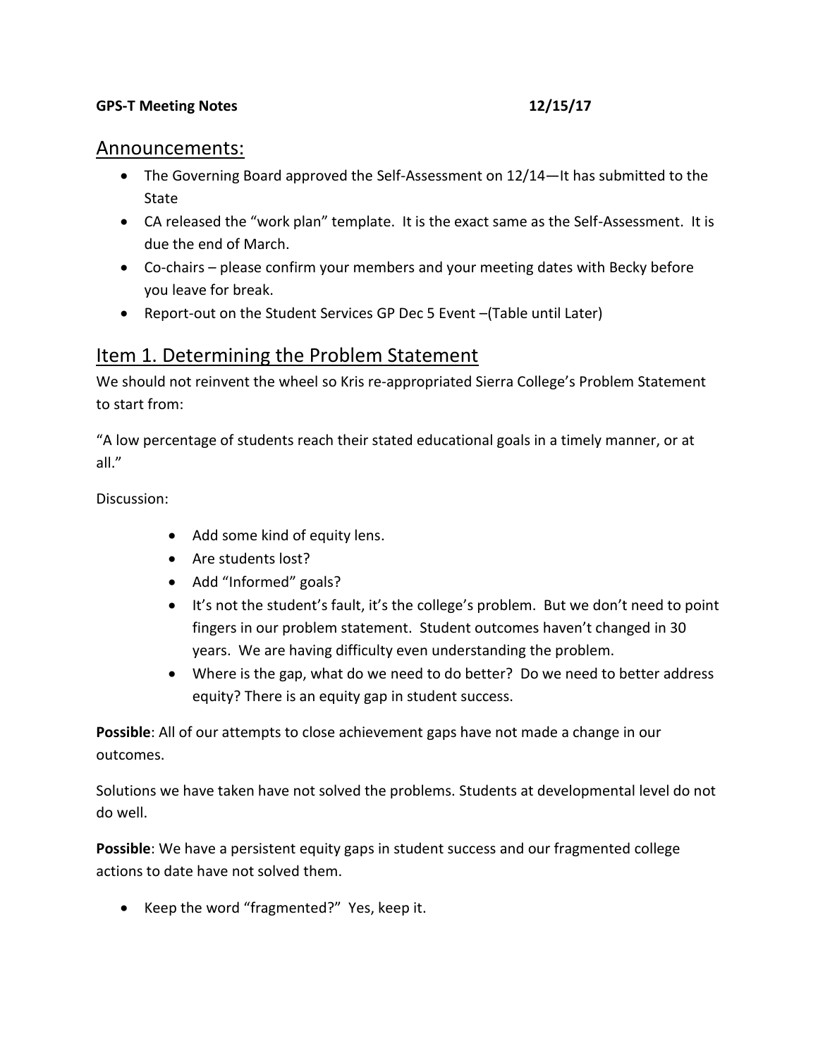**GPS-T Meeting Notes** **12/15/17**

## Announcements:

- The Governing Board approved the Self-Assessment on 12/14—It has submitted to the State
- CA released the "work plan" template. It is the exact same as the Self-Assessment. It is due the end of March.
- Co-chairs – please confirm your members and your meeting dates with Becky before you leave for break.
- Report-out on the Student Services GP Dec 5 Event –(Table until Later)

## Item 1. Determining the Problem Statement

We should not reinvent the wheel so Kris re-appropriated Sierra College's Problem Statement to start from:

"A low percentage of students reach their stated educational goals in a timely manner, or at all."

Discussion:

- Add some kind of equity lens.
- Are students lost?
- Add "Informed" goals?
- It's not the student's fault, it's the college's problem. But we don't need to point fingers in our problem statement. Student outcomes haven't changed in 30 years. We are having difficulty even understanding the problem.
- Where is the gap, what do we need to do better? Do we need to better address equity? There is an equity gap in student success.

**Possible**: All of our attempts to close achievement gaps have not made a change in our outcomes.

Solutions we have taken have not solved the problems. Students at developmental level do not do well.

**Possible**: We have a persistent equity gaps in student success and our fragmented college actions to date have not solved them.

- Keep the word "fragmented?" Yes, keep it.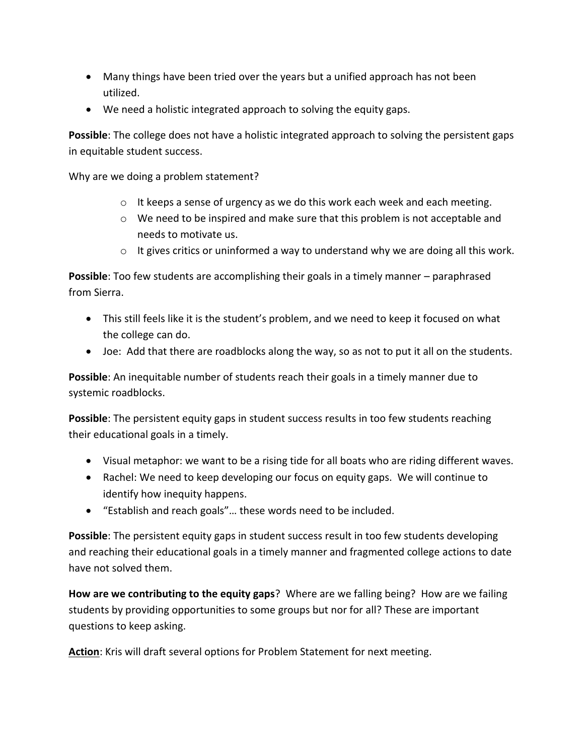- Many things have been tried over the years but a unified approach has not been utilized.
- We need a holistic integrated approach to solving the equity gaps.

**Possible**: The college does not have a holistic integrated approach to solving the persistent gaps in equitable student success.

Why are we doing a problem statement?

  - It keeps a sense of urgency as we do this work each week and each meeting.
  - We need to be inspired and make sure that this problem is not acceptable and needs to motivate us.
  - It gives critics or uninformed a way to understand why we are doing all this work.

**Possible**: Too few students are accomplishing their goals in a timely manner – paraphrased from Sierra.

- This still feels like it is the student's problem, and we need to keep it focused on what the college can do.
- Joe: Add that there are roadblocks along the way, so as not to put it all on the students.

**Possible**: An inequitable number of students reach their goals in a timely manner due to systemic roadblocks.

**Possible**: The persistent equity gaps in student success results in too few students reaching their educational goals in a timely.

- Visual metaphor: we want to be a rising tide for all boats who are riding different waves.
- Rachel: We need to keep developing our focus on equity gaps. We will continue to identify how inequity happens.
- "Establish and reach goals"… these words need to be included.

**Possible**: The persistent equity gaps in student success result in too few students developing and reaching their educational goals in a timely manner and fragmented college actions to date have not solved them.

**How are we contributing to the equity gaps**? Where are we falling being? How are we failing students by providing opportunities to some groups but nor for all? These are important questions to keep asking.

**<u>Action</u>**: Kris will draft several options for Problem Statement for next meeting.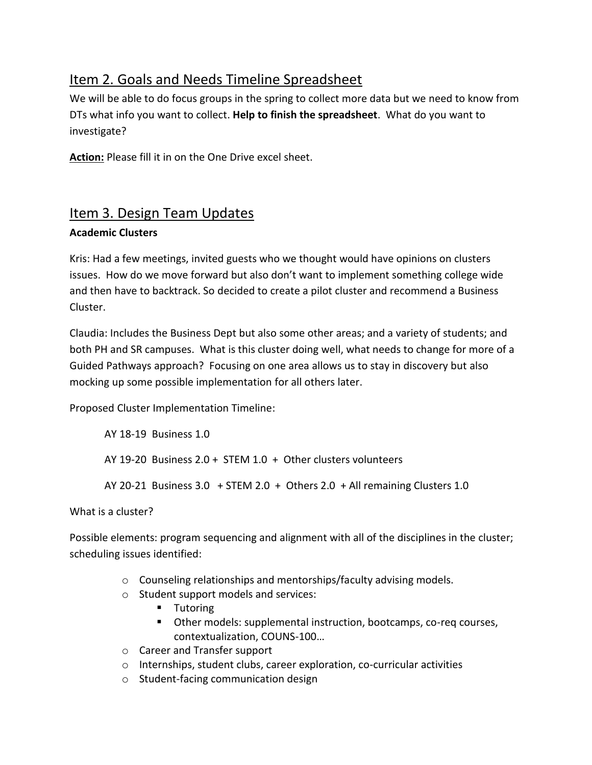## Item 2. Goals and Needs Timeline Spreadsheet

We will be able to do focus groups in the spring to collect more data but we need to know from DTs what info you want to collect. **Help to finish the spreadsheet**. What do you want to investigate?

**Action:** Please fill it in on the One Drive excel sheet.

## Item 3. Design Team Updates

**Academic Clusters**

Kris: Had a few meetings, invited guests who we thought would have opinions on clusters issues. How do we move forward but also don't want to implement something college wide and then have to backtrack. So decided to create a pilot cluster and recommend a Business Cluster.

Claudia: Includes the Business Dept but also some other areas; and a variety of students; and both PH and SR campuses. What is this cluster doing well, what needs to change for more of a Guided Pathways approach? Focusing on one area allows us to stay in discovery but also mocking up some possible implementation for all others later.

Proposed Cluster Implementation Timeline:

AY 18-19 Business 1.0

AY 19-20 Business 2.0 + STEM 1.0 + Other clusters volunteers

AY 20-21 Business 3.0 + STEM 2.0 + Others 2.0 + All remaining Clusters 1.0

What is a cluster?

Possible elements: program sequencing and alignment with all of the disciplines in the cluster; scheduling issues identified:

- Counseling relationships and mentorships/faculty advising models.
- Student support models and services:
  - Tutoring
  - Other models: supplemental instruction, bootcamps, co-req courses, contextualization, COUNS-100…
- Career and Transfer support
- Internships, student clubs, career exploration, co-curricular activities
- Student-facing communication design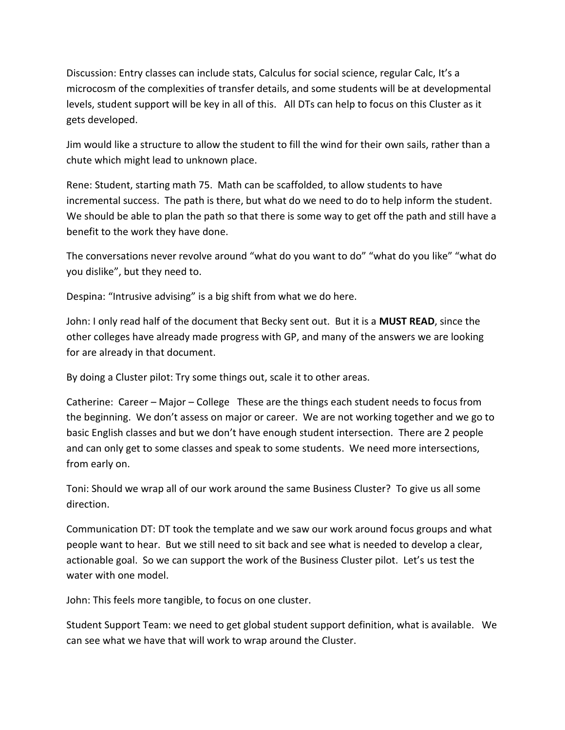Discussion: Entry classes can include stats, Calculus for social science, regular Calc, It's a microcosm of the complexities of transfer details, and some students will be at developmental levels, student support will be key in all of this. All DTs can help to focus on this Cluster as it gets developed.

Jim would like a structure to allow the student to fill the wind for their own sails, rather than a chute which might lead to unknown place.

Rene: Student, starting math 75. Math can be scaffolded, to allow students to have incremental success. The path is there, but what do we need to do to help inform the student. We should be able to plan the path so that there is some way to get off the path and still have a benefit to the work they have done.

The conversations never revolve around "what do you want to do" "what do you like" "what do you dislike", but they need to.

Despina: "Intrusive advising" is a big shift from what we do here.

John: I only read half of the document that Becky sent out. But it is a **MUST READ**, since the other colleges have already made progress with GP, and many of the answers we are looking for are already in that document.

By doing a Cluster pilot: Try some things out, scale it to other areas.

Catherine: Career – Major – College These are the things each student needs to focus from the beginning. We don't assess on major or career. We are not working together and we go to basic English classes and but we don't have enough student intersection. There are 2 people and can only get to some classes and speak to some students. We need more intersections, from early on.

Toni: Should we wrap all of our work around the same Business Cluster? To give us all some direction.

Communication DT: DT took the template and we saw our work around focus groups and what people want to hear. But we still need to sit back and see what is needed to develop a clear, actionable goal. So we can support the work of the Business Cluster pilot. Let's us test the water with one model.

John: This feels more tangible, to focus on one cluster.

Student Support Team: we need to get global student support definition, what is available. We can see what we have that will work to wrap around the Cluster.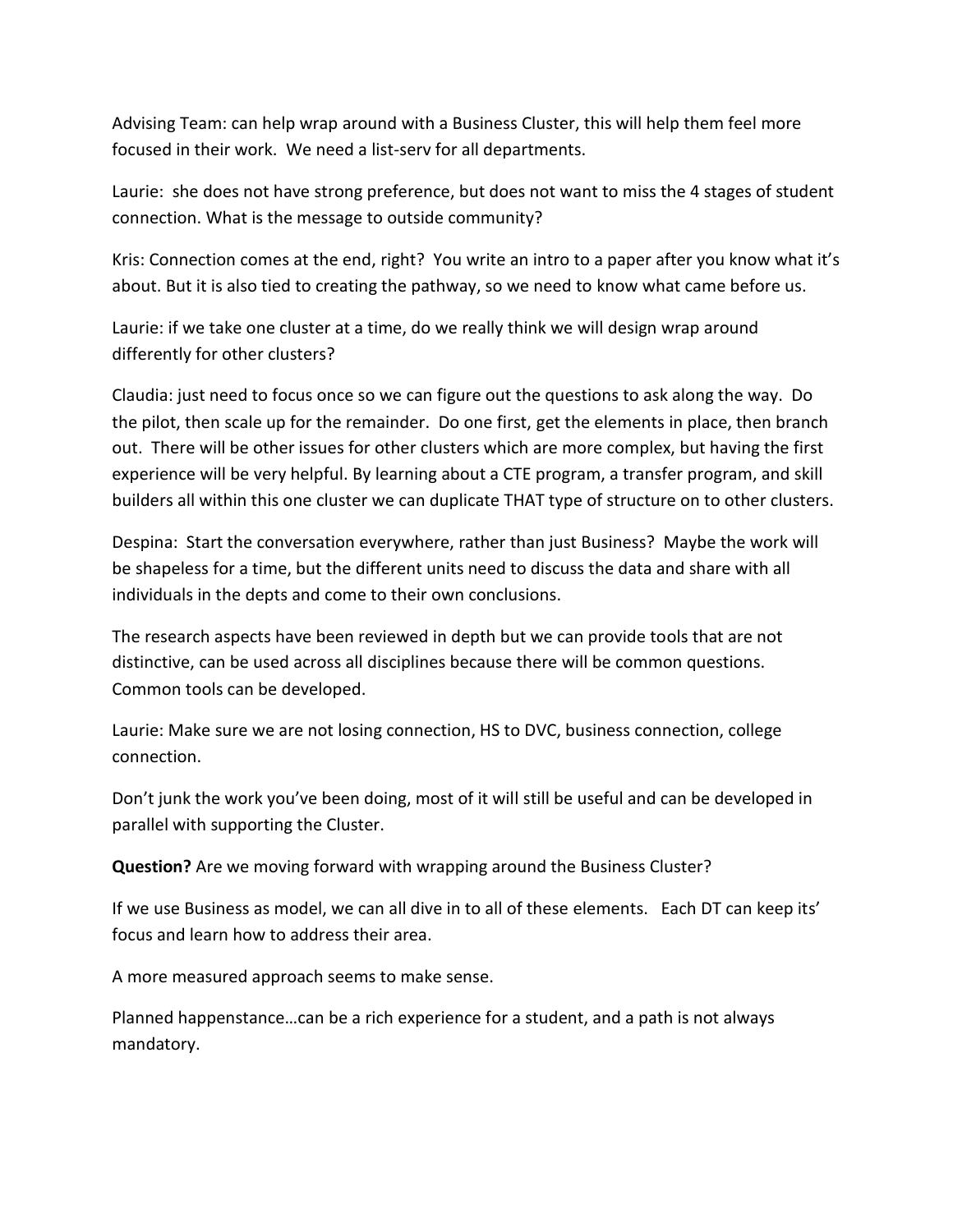Advising Team: can help wrap around with a Business Cluster, this will help them feel more focused in their work. We need a list-serv for all departments.

Laurie: she does not have strong preference, but does not want to miss the 4 stages of student connection. What is the message to outside community?

Kris: Connection comes at the end, right? You write an intro to a paper after you know what it's about. But it is also tied to creating the pathway, so we need to know what came before us.

Laurie: if we take one cluster at a time, do we really think we will design wrap around differently for other clusters?

Claudia: just need to focus once so we can figure out the questions to ask along the way. Do the pilot, then scale up for the remainder. Do one first, get the elements in place, then branch out. There will be other issues for other clusters which are more complex, but having the first experience will be very helpful. By learning about a CTE program, a transfer program, and skill builders all within this one cluster we can duplicate THAT type of structure on to other clusters.

Despina: Start the conversation everywhere, rather than just Business? Maybe the work will be shapeless for a time, but the different units need to discuss the data and share with all individuals in the depts and come to their own conclusions.

The research aspects have been reviewed in depth but we can provide tools that are not distinctive, can be used across all disciplines because there will be common questions. Common tools can be developed.

Laurie: Make sure we are not losing connection, HS to DVC, business connection, college connection.

Don't junk the work you've been doing, most of it will still be useful and can be developed in parallel with supporting the Cluster.

**Question?** Are we moving forward with wrapping around the Business Cluster?

If we use Business as model, we can all dive in to all of these elements. Each DT can keep its' focus and learn how to address their area.

A more measured approach seems to make sense.

Planned happenstance…can be a rich experience for a student, and a path is not always mandatory.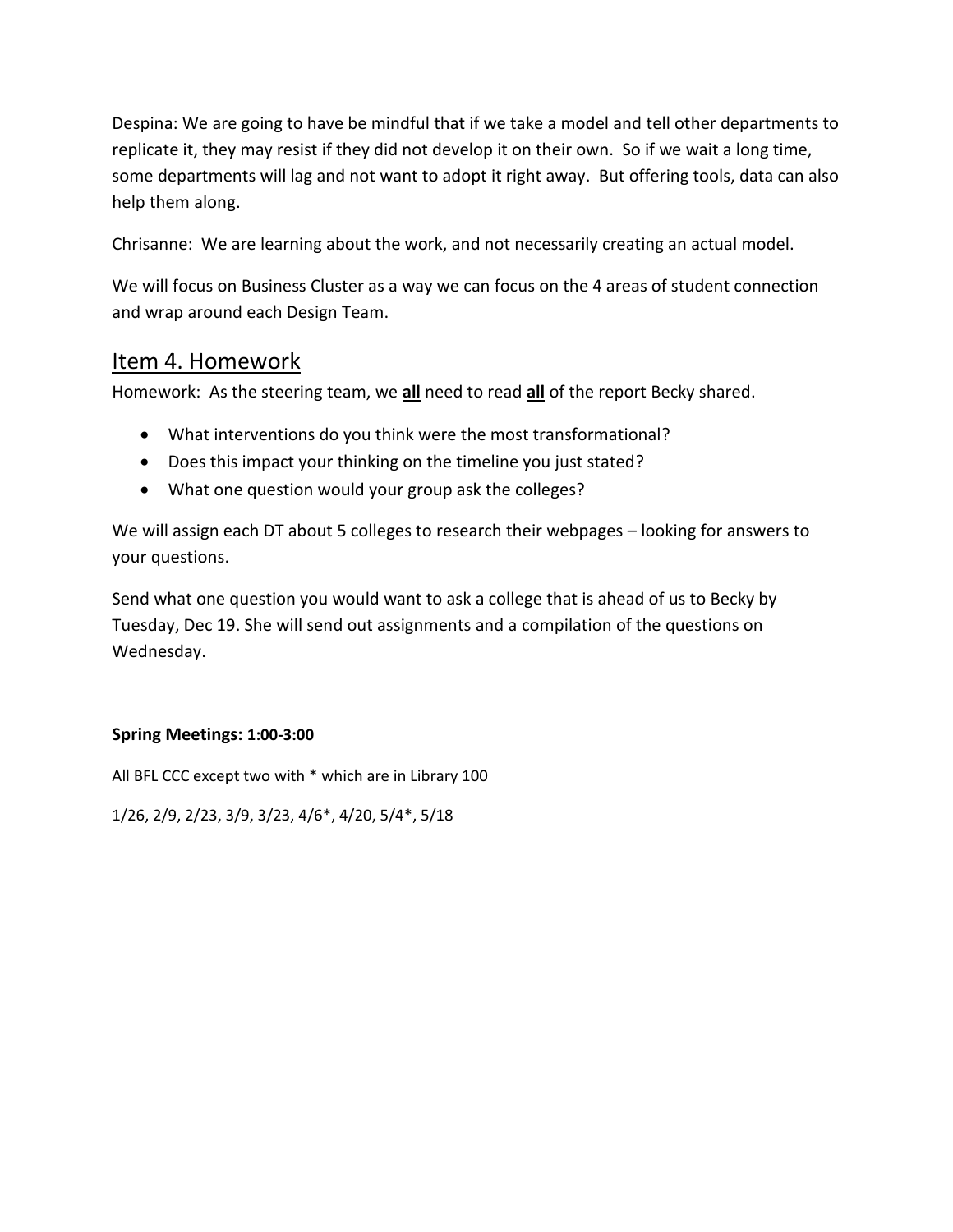Despina: We are going to have be mindful that if we take a model and tell other departments to replicate it, they may resist if they did not develop it on their own. So if we wait a long time, some departments will lag and not want to adopt it right away. But offering tools, data can also help them along.

Chrisanne: We are learning about the work, and not necessarily creating an actual model.

We will focus on Business Cluster as a way we can focus on the 4 areas of student connection and wrap around each Design Team.

## Item 4. Homework

Homework: As the steering team, we **all** need to read **all** of the report Becky shared.

- What interventions do you think were the most transformational?
- Does this impact your thinking on the timeline you just stated?
- What one question would your group ask the colleges?

We will assign each DT about 5 colleges to research their webpages – looking for answers to your questions.

Send what one question you would want to ask a college that is ahead of us to Becky by Tuesday, Dec 19. She will send out assignments and a compilation of the questions on Wednesday.

**Spring Meetings: 1:00-3:00**

All BFL CCC except two with * which are in Library 100

1/26, 2/9, 2/23, 3/9, 3/23, 4/6*, 4/20, 5/4*, 5/18